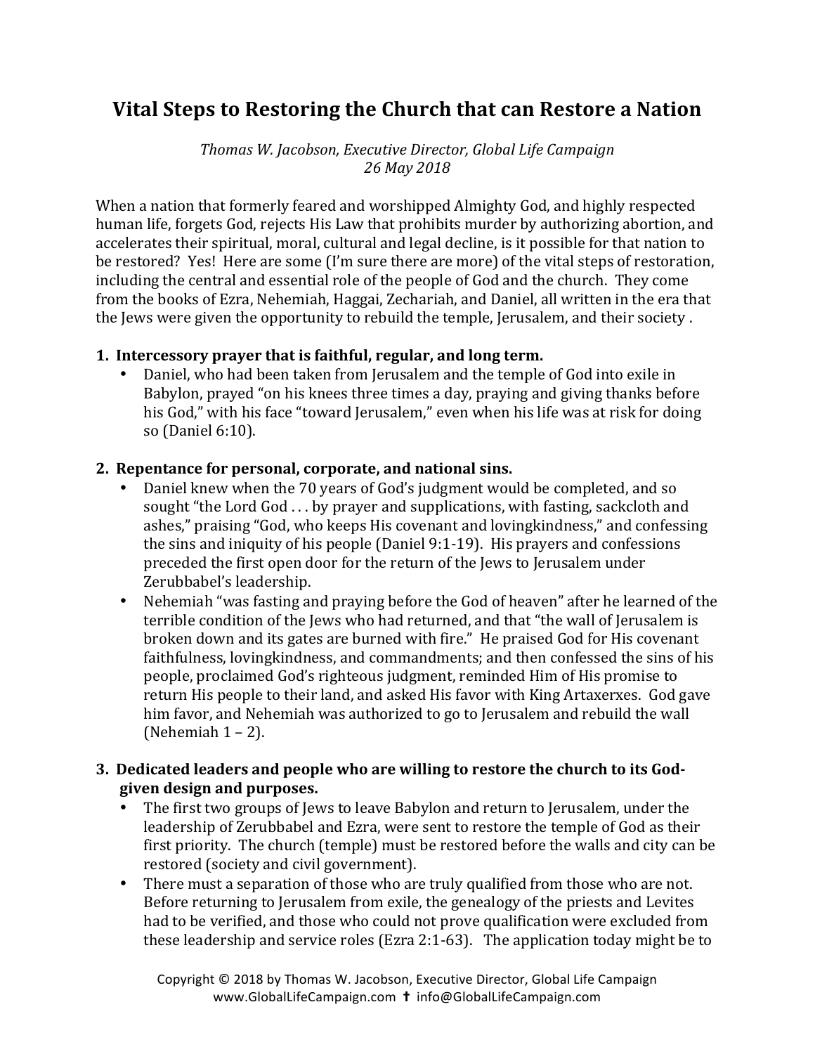# Vital Steps to Restoring the Church that can Restore a Nation

*Thomas W. Jacobson, Executive Director, Global Life Campaign*
*26 May 2018*

When a nation that formerly feared and worshipped Almighty God, and highly respected human life, forgets God, rejects His Law that prohibits murder by authorizing abortion, and accelerates their spiritual, moral, cultural and legal decline, is it possible for that nation to be restored? Yes! Here are some (I'm sure there are more) of the vital steps of restoration, including the central and essential role of the people of God and the church. They come from the books of Ezra, Nehemiah, Haggai, Zechariah, and Daniel, all written in the era that the Jews were given the opportunity to rebuild the temple, Jerusalem, and their society .

1. **Intercessory prayer that is faithful, regular, and long term.**
   - Daniel, who had been taken from Jerusalem and the temple of God into exile in Babylon, prayed "on his knees three times a day, praying and giving thanks before his God," with his face "toward Jerusalem," even when his life was at risk for doing so (Daniel 6:10).

2. **Repentance for personal, corporate, and national sins.**
   - Daniel knew when the 70 years of God's judgment would be completed, and so sought "the Lord God . . . by prayer and supplications, with fasting, sackcloth and ashes," praising "God, who keeps His covenant and lovingkindness," and confessing the sins and iniquity of his people (Daniel 9:1-19). His prayers and confessions preceded the first open door for the return of the Jews to Jerusalem under Zerubbabel's leadership.
   - Nehemiah "was fasting and praying before the God of heaven" after he learned of the terrible condition of the Jews who had returned, and that "the wall of Jerusalem is broken down and its gates are burned with fire." He praised God for His covenant faithfulness, lovingkindness, and commandments; and then confessed the sins of his people, proclaimed God's righteous judgment, reminded Him of His promise to return His people to their land, and asked His favor with King Artaxerxes. God gave him favor, and Nehemiah was authorized to go to Jerusalem and rebuild the wall (Nehemiah 1 – 2).

3. **Dedicated leaders and people who are willing to restore the church to its God-given design and purposes.**
   - The first two groups of Jews to leave Babylon and return to Jerusalem, under the leadership of Zerubbabel and Ezra, were sent to restore the temple of God as their first priority. The church (temple) must be restored before the walls and city can be restored (society and civil government).
   - There must a separation of those who are truly qualified from those who are not. Before returning to Jerusalem from exile, the genealogy of the priests and Levites had to be verified, and those who could not prove qualification were excluded from these leadership and service roles (Ezra 2:1-63). The application today might be to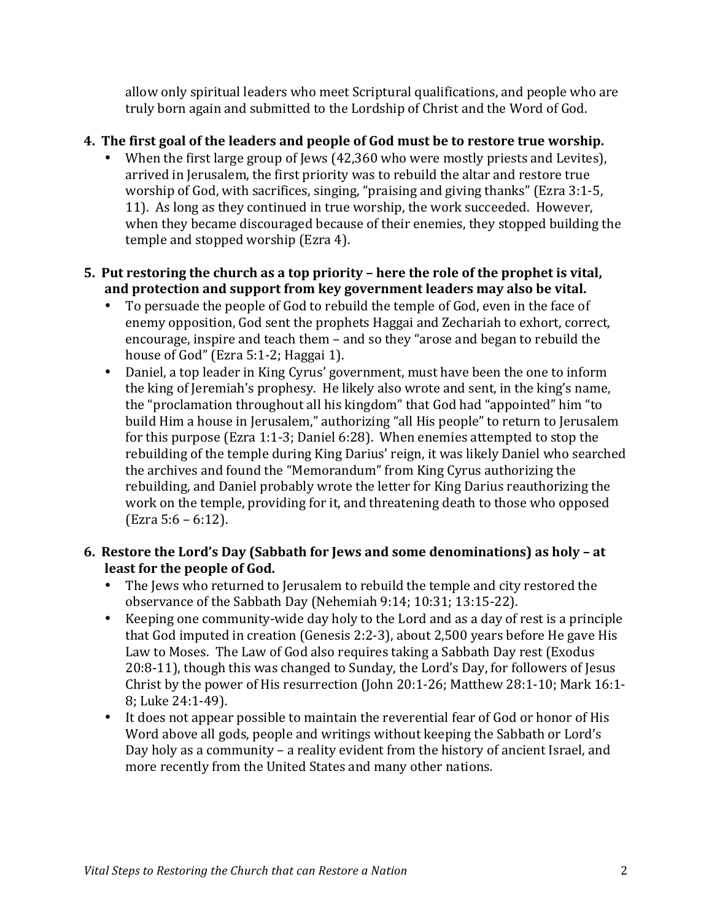allow only spiritual leaders who meet Scriptural qualifications, and people who are truly born again and submitted to the Lordship of Christ and the Word of God.

**4. The first goal of the leaders and people of God must be to restore true worship.**

- When the first large group of Jews (42,360 who were mostly priests and Levites), arrived in Jerusalem, the first priority was to rebuild the altar and restore true worship of God, with sacrifices, singing, "praising and giving thanks" (Ezra 3:1-5, 11). As long as they continued in true worship, the work succeeded. However, when they became discouraged because of their enemies, they stopped building the temple and stopped worship (Ezra 4).

**5. Put restoring the church as a top priority – here the role of the prophet is vital, and protection and support from key government leaders may also be vital.**

- To persuade the people of God to rebuild the temple of God, even in the face of enemy opposition, God sent the prophets Haggai and Zechariah to exhort, correct, encourage, inspire and teach them – and so they "arose and began to rebuild the house of God" (Ezra 5:1-2; Haggai 1).
- Daniel, a top leader in King Cyrus' government, must have been the one to inform the king of Jeremiah's prophesy. He likely also wrote and sent, in the king's name, the "proclamation throughout all his kingdom" that God had "appointed" him "to build Him a house in Jerusalem," authorizing "all His people" to return to Jerusalem for this purpose (Ezra 1:1-3; Daniel 6:28). When enemies attempted to stop the rebuilding of the temple during King Darius' reign, it was likely Daniel who searched the archives and found the "Memorandum" from King Cyrus authorizing the rebuilding, and Daniel probably wrote the letter for King Darius reauthorizing the work on the temple, providing for it, and threatening death to those who opposed (Ezra 5:6 – 6:12).

**6. Restore the Lord's Day (Sabbath for Jews and some denominations) as holy – at least for the people of God.**

- The Jews who returned to Jerusalem to rebuild the temple and city restored the observance of the Sabbath Day (Nehemiah 9:14; 10:31; 13:15-22).
- Keeping one community-wide day holy to the Lord and as a day of rest is a principle that God imputed in creation (Genesis 2:2-3), about 2,500 years before He gave His Law to Moses. The Law of God also requires taking a Sabbath Day rest (Exodus 20:8-11), though this was changed to Sunday, the Lord's Day, for followers of Jesus Christ by the power of His resurrection (John 20:1-26; Matthew 28:1-10; Mark 16:1-8; Luke 24:1-49).
- It does not appear possible to maintain the reverential fear of God or honor of His Word above all gods, people and writings without keeping the Sabbath or Lord's Day holy as a community – a reality evident from the history of ancient Israel, and more recently from the United States and many other nations.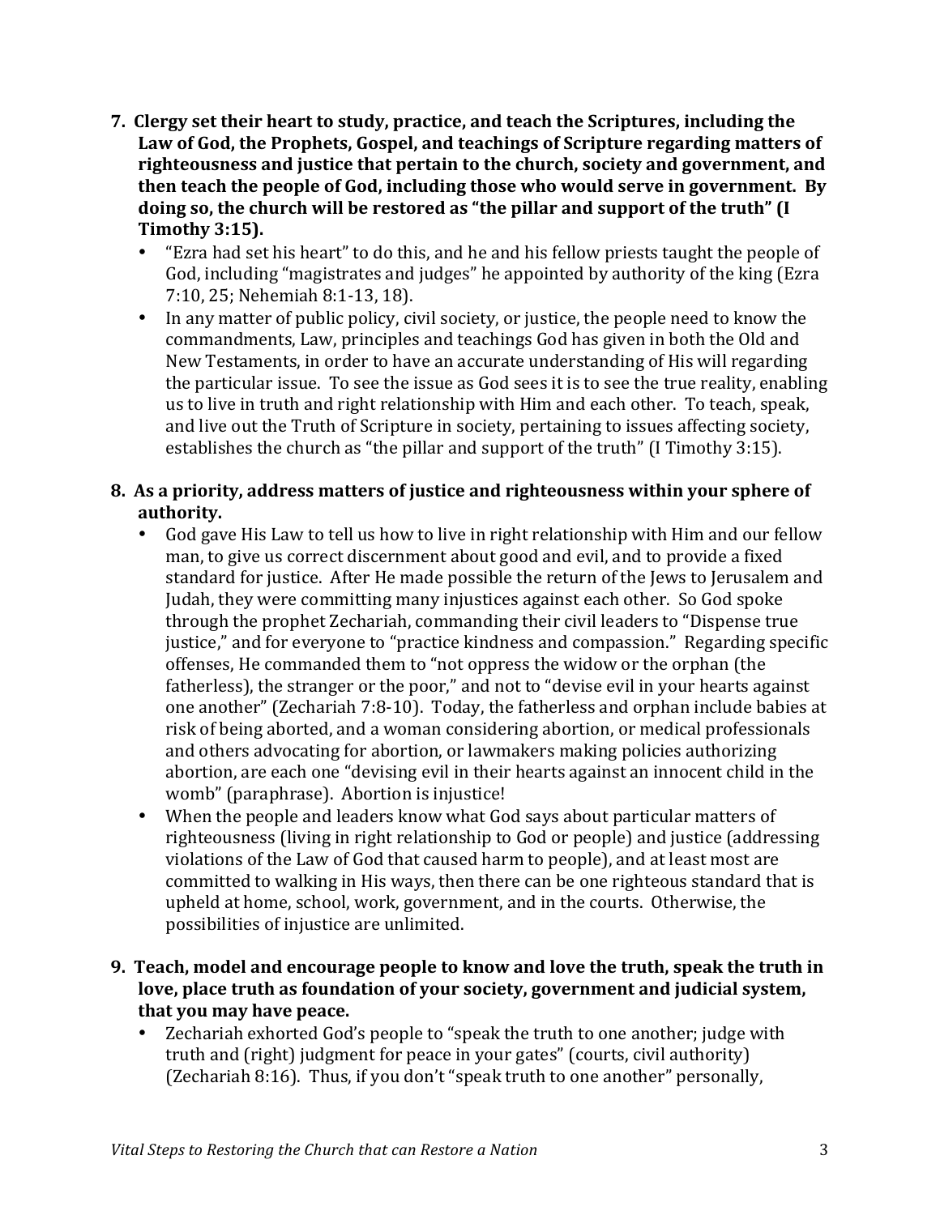7. **Clergy set their heart to study, practice, and teach the Scriptures, including the Law of God, the Prophets, Gospel, and teachings of Scripture regarding matters of righteousness and justice that pertain to the church, society and government, and then teach the people of God, including those who would serve in government. By doing so, the church will be restored as "the pillar and support of the truth" (I Timothy 3:15).**
   - "Ezra had set his heart" to do this, and he and his fellow priests taught the people of God, including "magistrates and judges" he appointed by authority of the king (Ezra 7:10, 25; Nehemiah 8:1-13, 18).
   - In any matter of public policy, civil society, or justice, the people need to know the commandments, Law, principles and teachings God has given in both the Old and New Testaments, in order to have an accurate understanding of His will regarding the particular issue. To see the issue as God sees it is to see the true reality, enabling us to live in truth and right relationship with Him and each other. To teach, speak, and live out the Truth of Scripture in society, pertaining to issues affecting society, establishes the church as "the pillar and support of the truth" (I Timothy 3:15).

8. **As a priority, address matters of justice and righteousness within your sphere of authority.**
   - God gave His Law to tell us how to live in right relationship with Him and our fellow man, to give us correct discernment about good and evil, and to provide a fixed standard for justice. After He made possible the return of the Jews to Jerusalem and Judah, they were committing many injustices against each other. So God spoke through the prophet Zechariah, commanding their civil leaders to "Dispense true justice," and for everyone to "practice kindness and compassion." Regarding specific offenses, He commanded them to "not oppress the widow or the orphan (the fatherless), the stranger or the poor," and not to "devise evil in your hearts against one another" (Zechariah 7:8-10). Today, the fatherless and orphan include babies at risk of being aborted, and a woman considering abortion, or medical professionals and others advocating for abortion, or lawmakers making policies authorizing abortion, are each one "devising evil in their hearts against an innocent child in the womb" (paraphrase). Abortion is injustice!
   - When the people and leaders know what God says about particular matters of righteousness (living in right relationship to God or people) and justice (addressing violations of the Law of God that caused harm to people), and at least most are committed to walking in His ways, then there can be one righteous standard that is upheld at home, school, work, government, and in the courts. Otherwise, the possibilities of injustice are unlimited.

9. **Teach, model and encourage people to know and love the truth, speak the truth in love, place truth as foundation of your society, government and judicial system, that you may have peace.**
   - Zechariah exhorted God's people to "speak the truth to one another; judge with truth and (right) judgment for peace in your gates" (courts, civil authority) (Zechariah 8:16). Thus, if you don't "speak truth to one another" personally,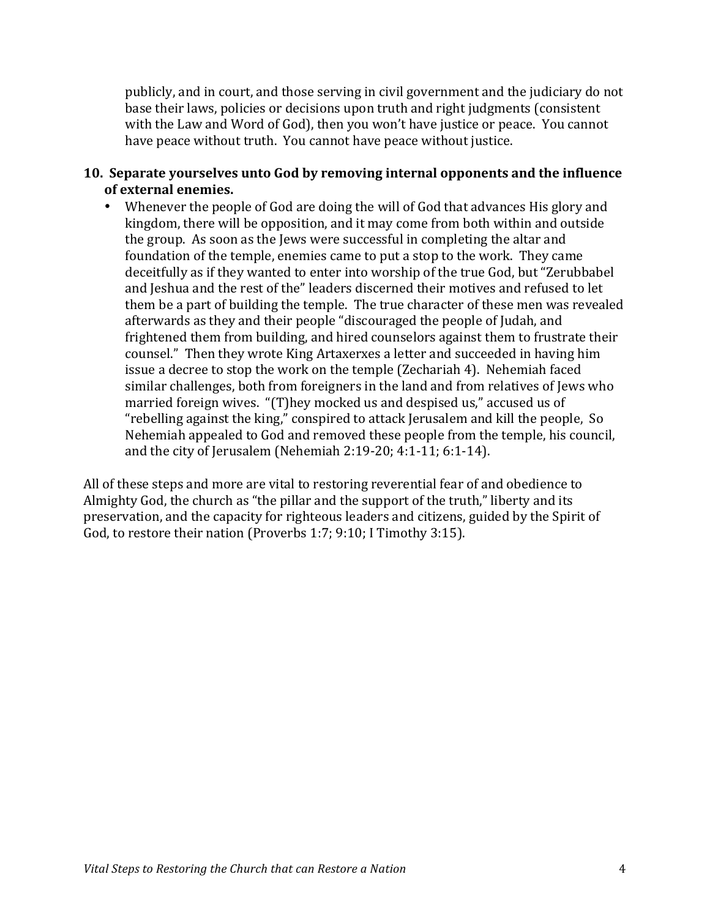publicly, and in court, and those serving in civil government and the judiciary do not base their laws, policies or decisions upon truth and right judgments (consistent with the Law and Word of God), then you won't have justice or peace. You cannot have peace without truth. You cannot have peace without justice.

**10. Separate yourselves unto God by removing internal opponents and the influence of external enemies.**

- Whenever the people of God are doing the will of God that advances His glory and kingdom, there will be opposition, and it may come from both within and outside the group. As soon as the Jews were successful in completing the altar and foundation of the temple, enemies came to put a stop to the work. They came deceitfully as if they wanted to enter into worship of the true God, but "Zerubbabel and Jeshua and the rest of the" leaders discerned their motives and refused to let them be a part of building the temple. The true character of these men was revealed afterwards as they and their people "discouraged the people of Judah, and frightened them from building, and hired counselors against them to frustrate their counsel." Then they wrote King Artaxerxes a letter and succeeded in having him issue a decree to stop the work on the temple (Zechariah 4). Nehemiah faced similar challenges, both from foreigners in the land and from relatives of Jews who married foreign wives. "(T)hey mocked us and despised us," accused us of "rebelling against the king," conspired to attack Jerusalem and kill the people, So Nehemiah appealed to God and removed these people from the temple, his council, and the city of Jerusalem (Nehemiah 2:19-20; 4:1-11; 6:1-14).

All of these steps and more are vital to restoring reverential fear of and obedience to Almighty God, the church as "the pillar and the support of the truth," liberty and its preservation, and the capacity for righteous leaders and citizens, guided by the Spirit of God, to restore their nation (Proverbs 1:7; 9:10; I Timothy 3:15).